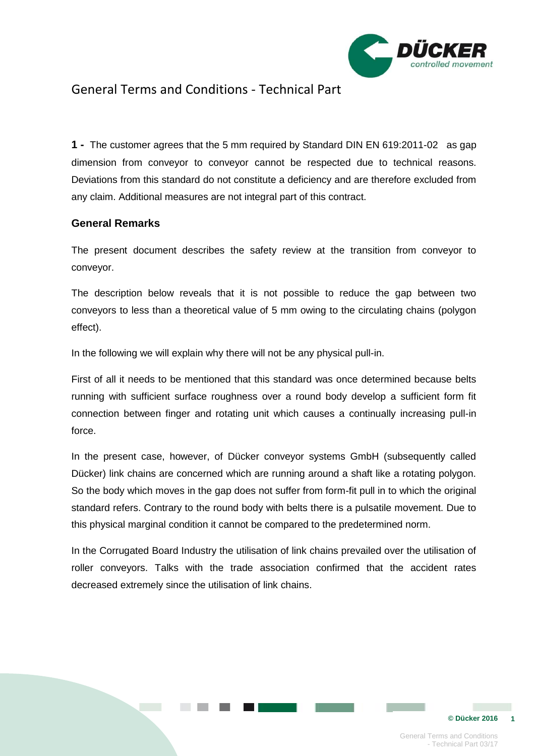# General Terms and Conditions - Technical Part

**1 -** The customer agrees that the 5 mm required by Standard DIN EN 619:2011-02 as gap dimension from conveyor to conveyor cannot be respected due to technical reasons. Deviations from this standard do not constitute a deficiency and are therefore excluded from any claim. Additional measures are not integral part of this contract.

## General Remarks

The present document describes the safety review at the transition from conveyor to conveyor.

The description below reveals that it is not possible to reduce the gap between two conveyors to less than a theoretical value of 5 mm owing to the circulating chains (polygon effect).

In the following we will explain why there will not be any physical pull-in.

First of all it needs to be mentioned that this standard was once determined because belts running with sufficient surface roughness over a round body develop a sufficient form fit connection between finger and rotating unit which causes a continually increasing pull-in force.

In the present case, however, of Dücker conveyor systems GmbH (subsequently called Dücker) link chains are concerned which are running around a shaft like a rotating polygon. So the body which moves in the gap does not suffer from form-fit pull in to which the original standard refers. Contrary to the round body with belts there is a pulsatile movement. Due to this physical marginal condition it cannot be compared to the predetermined norm.

In the Corrugated Board Industry the utilisation of link chains prevailed over the utilisation of roller conveyors. Talks with the trade association confirmed that the accident rates decreased extremely since the utilisation of link chains.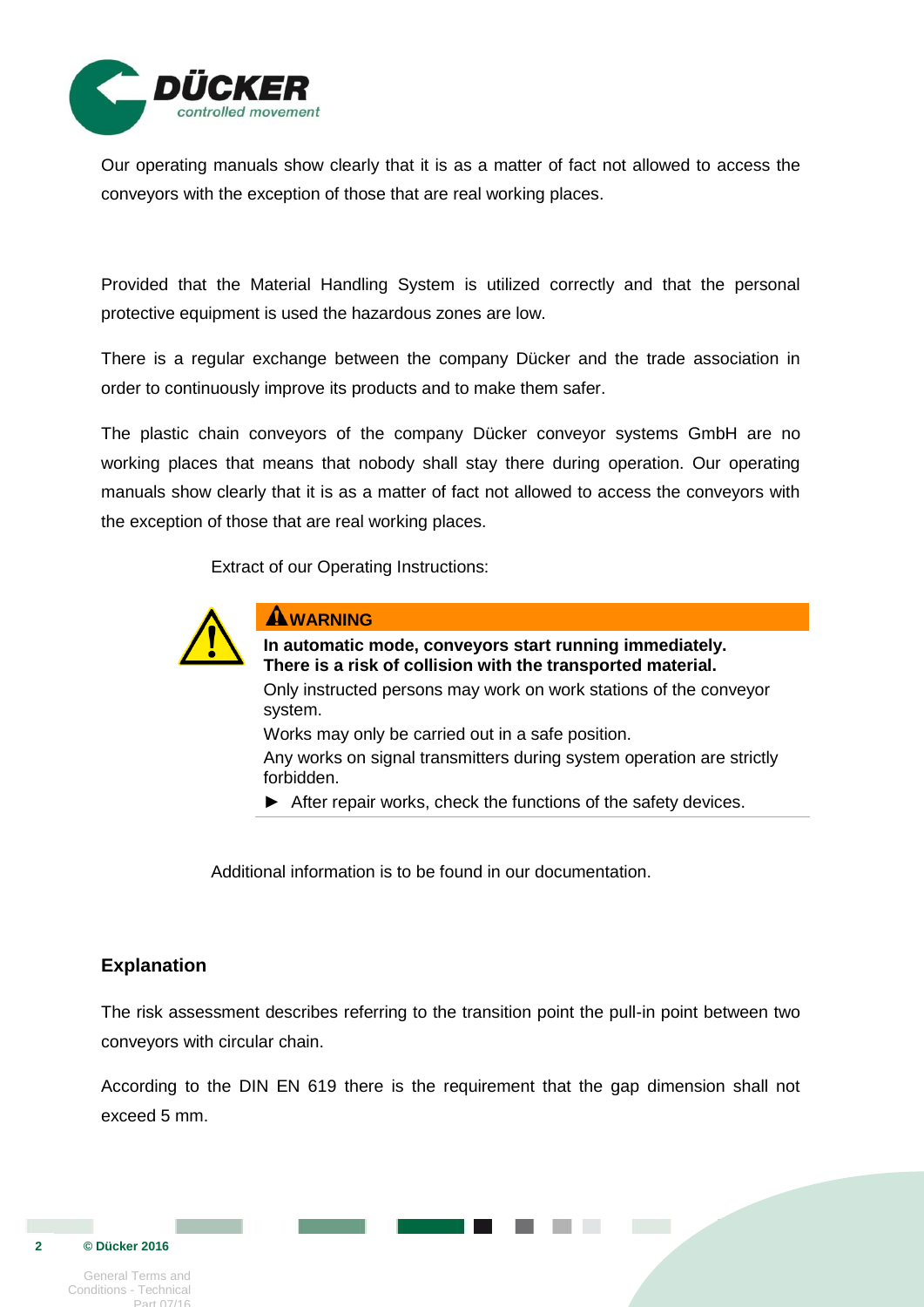Our operating manuals show clearly that it is as a matter of fact not allowed to access the conveyors with the exception of those that are real working places.

Provided that the Material Handling System is utilized correctly and that the personal protective equipment is used the hazardous zones are low.

There is a regular exchange between the company Dücker and the trade association in order to continuously improve its products and to make them safer.

The plastic chain conveyors of the company Dücker conveyor systems GmbH are no working places that means that nobody shall stay there during operation. Our operating manuals show clearly that it is as a matter of fact not allowed to access the conveyors with the exception of those that are real working places.

Extract of our Operating Instructions:

**WARNING**

**In automatic mode, conveyors start running immediately.**
**There is a risk of collision with the transported material.**

Only instructed persons may work on work stations of the conveyor system.

Works may only be carried out in a safe position.

Any works on signal transmitters during system operation are strictly forbidden.

► After repair works, check the functions of the safety devices.

Additional information is to be found in our documentation.

## Explanation

The risk assessment describes referring to the transition point the pull-in point between two conveyors with circular chain.

According to the DIN EN 619 there is the requirement that the gap dimension shall not exceed 5 mm.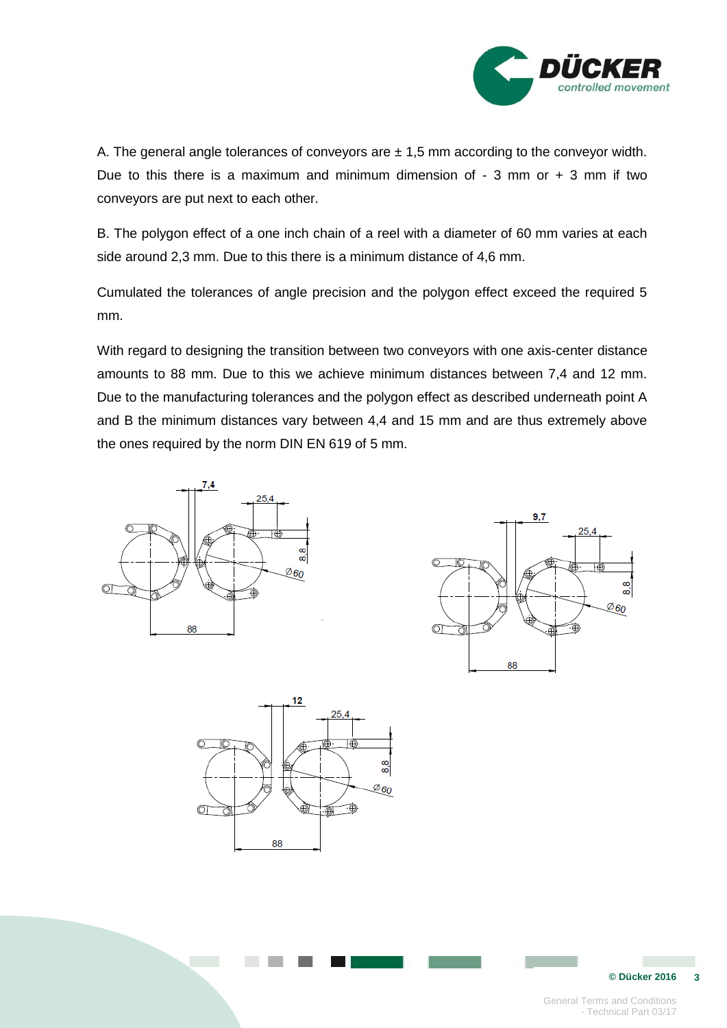A. The general angle tolerances of conveyors are ± 1,5 mm according to the conveyor width. Due to this there is a maximum and minimum dimension of - 3 mm or + 3 mm if two conveyors are put next to each other.

B. The polygon effect of a one inch chain of a reel with a diameter of 60 mm varies at each side around 2,3 mm. Due to this there is a minimum distance of 4,6 mm.

Cumulated the tolerances of angle precision and the polygon effect exceed the required 5 mm.

With regard to designing the transition between two conveyors with one axis-center distance amounts to 88 mm. Due to this we achieve minimum distances between 7,4 and 12 mm. Due to the manufacturing tolerances and the polygon effect as described underneath point A and B the minimum distances vary between 4,4 and 15 mm and are thus extremely above the ones required by the norm DIN EN 619 of 5 mm.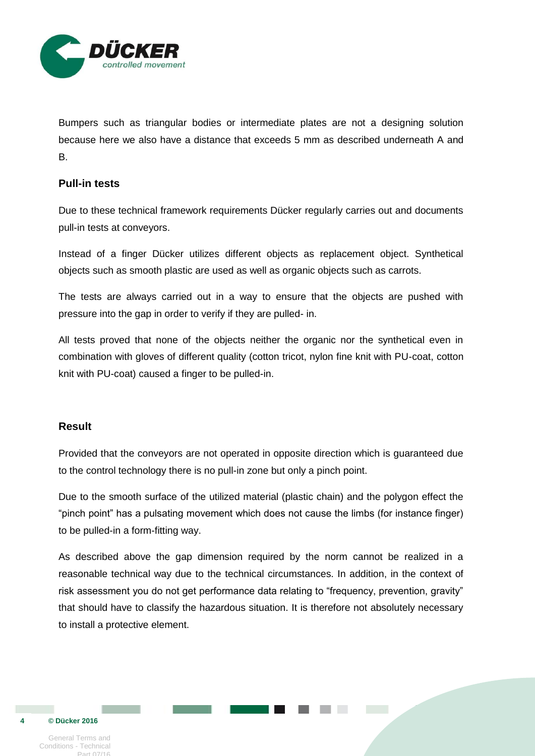Bumpers such as triangular bodies or intermediate plates are not a designing solution because here we also have a distance that exceeds 5 mm as described underneath A and B.

## Pull-in tests

Due to these technical framework requirements Dücker regularly carries out and documents pull-in tests at conveyors.

Instead of a finger Dücker utilizes different objects as replacement object. Synthetical objects such as smooth plastic are used as well as organic objects such as carrots.

The tests are always carried out in a way to ensure that the objects are pushed with pressure into the gap in order to verify if they are pulled- in.

All tests proved that none of the objects neither the organic nor the synthetical even in combination with gloves of different quality (cotton tricot, nylon fine knit with PU-coat, cotton knit with PU-coat) caused a finger to be pulled-in.

## Result

Provided that the conveyors are not operated in opposite direction which is guaranteed due to the control technology there is no pull-in zone but only a pinch point.

Due to the smooth surface of the utilized material (plastic chain) and the polygon effect the "pinch point" has a pulsating movement which does not cause the limbs (for instance finger) to be pulled-in a form-fitting way.

As described above the gap dimension required by the norm cannot be realized in a reasonable technical way due to the technical circumstances. In addition, in the context of risk assessment you do not get performance data relating to "frequency, prevention, gravity" that should have to classify the hazardous situation. It is therefore not absolutely necessary to install a protective element.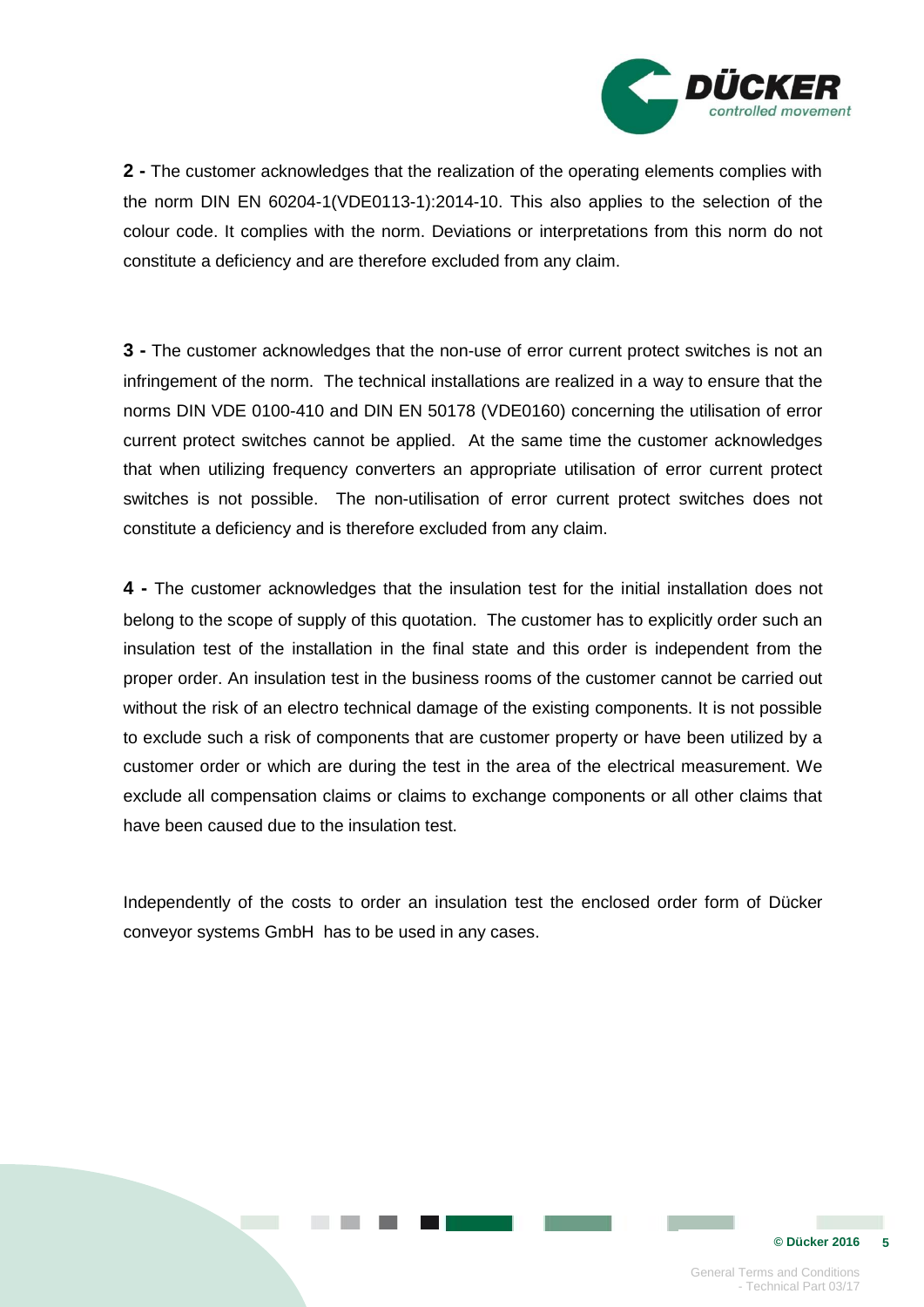**2 -** The customer acknowledges that the realization of the operating elements complies with the norm DIN EN 60204-1(VDE0113-1):2014-10. This also applies to the selection of the colour code. It complies with the norm. Deviations or interpretations from this norm do not constitute a deficiency and are therefore excluded from any claim.

**3 -** The customer acknowledges that the non-use of error current protect switches is not an infringement of the norm. The technical installations are realized in a way to ensure that the norms DIN VDE 0100-410 and DIN EN 50178 (VDE0160) concerning the utilisation of error current protect switches cannot be applied. At the same time the customer acknowledges that when utilizing frequency converters an appropriate utilisation of error current protect switches is not possible. The non-utilisation of error current protect switches does not constitute a deficiency and is therefore excluded from any claim.

**4 -** The customer acknowledges that the insulation test for the initial installation does not belong to the scope of supply of this quotation. The customer has to explicitly order such an insulation test of the installation in the final state and this order is independent from the proper order. An insulation test in the business rooms of the customer cannot be carried out without the risk of an electro technical damage of the existing components. It is not possible to exclude such a risk of components that are customer property or have been utilized by a customer order or which are during the test in the area of the electrical measurement. We exclude all compensation claims or claims to exchange components or all other claims that have been caused due to the insulation test.

Independently of the costs to order an insulation test the enclosed order form of Dücker conveyor systems GmbH has to be used in any cases.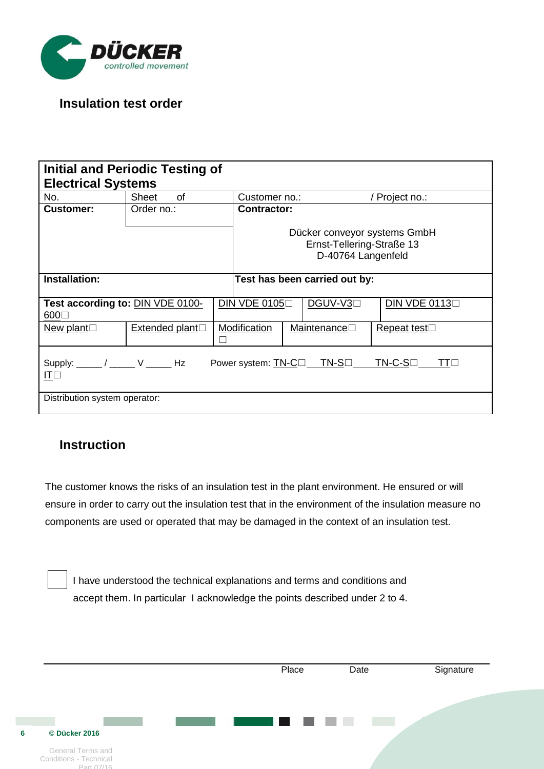DÜCKER
controlled movement

## Insulation test order

| **Initial and Periodic Testing of Electrical Systems** | | | | | |
|---|---|---|---|---|---|
| No. | Sheet of | Customer no.: / Project no.: | | | |
| **Customer:** | Order no.: | **Contractor:**<br><br>Dücker conveyor systems GmbH<br>Ernst-Tellering-Straße 13<br>D-40764 Langenfeld | | | |
| **Installation:** | | **Test has been carried out by:** | | | |
| **Test according to:** DIN VDE 0100-600☐ | | DIN VDE 0105☐ | DGUV-V3☐ | DIN VDE 0113☐ | |
| New plant☐ | Extended plant☐ | Modification ☐ | Maintenance☐ | Repeat test☐ | |
| Supply: _____ / _____ V _____ Hz Power system: TN-C☐ TN-S☐ TN-C-S☐ TT☐ IT☐ | | | | | |
| Distribution system operator: | | | | | |

## Instruction

The customer knows the risks of an insulation test in the plant environment. He ensured or will ensure in order to carry out the insulation test that in the environment of the insulation measure no components are used or operated that may be damaged in the context of an insulation test.

☐ I have understood the technical explanations and terms and conditions and accept them. In particular I acknowledge the points described under 2 to 4.

Place Date Signature

© Dücker 2016

General Terms and Conditions - Technical Part 07/16